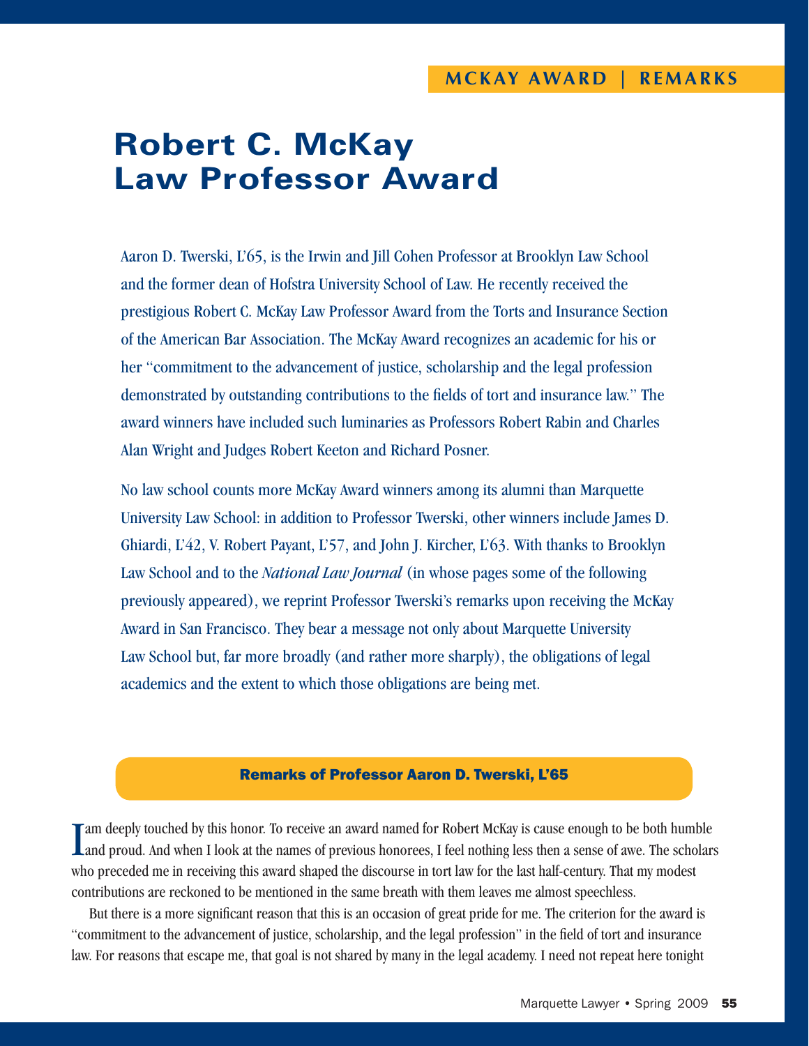MCKAY AWARD | REMARKS

# Robert C. McKay Law Professor Award

Aaron D. Twerski, L'65, is the Irwin and Jill Cohen Professor at Brooklyn Law School and the former dean of Hofstra University School of Law. He recently received the prestigious Robert C. McKay Law Professor Award from the Torts and Insurance Section of the American Bar Association. The McKay Award recognizes an academic for his or her "commitment to the advancement of justice, scholarship and the legal profession demonstrated by outstanding contributions to the fields of tort and insurance law." The award winners have included such luminaries as Professors Robert Rabin and Charles Alan Wright and Judges Robert Keeton and Richard Posner.

No law school counts more McKay Award winners among its alumni than Marquette University Law School: in addition to Professor Twerski, other winners include James D. Ghiardi, L'42, V. Robert Payant, L'57, and John J. Kircher, L'63. With thanks to Brooklyn Law School and to the *National Law Journal* (in whose pages some of the following previously appeared), we reprint Professor Twerski's remarks upon receiving the McKay Award in San Francisco. They bear a message not only about Marquette University Law School but, far more broadly (and rather more sharply), the obligations of legal academics and the extent to which those obligations are being met.

## Remarks of Professor Aaron D. Twerski, L'65

I am deeply touched by this honor. To receive an award named for Robert McKay is cause enough to be both humble and proud. And when I look at the names of previous honorees, I feel nothing less then a sense of awe. The scholars who preceded me in receiving this award shaped the discourse in tort law for the last half-century. That my modest contributions are reckoned to be mentioned in the same breath with them leaves me almost speechless.

But there is a more significant reason that this is an occasion of great pride for me. The criterion for the award is "commitment to the advancement of justice, scholarship, and the legal profession" in the field of tort and insurance law. For reasons that escape me, that goal is not shared by many in the legal academy. I need not repeat here tonight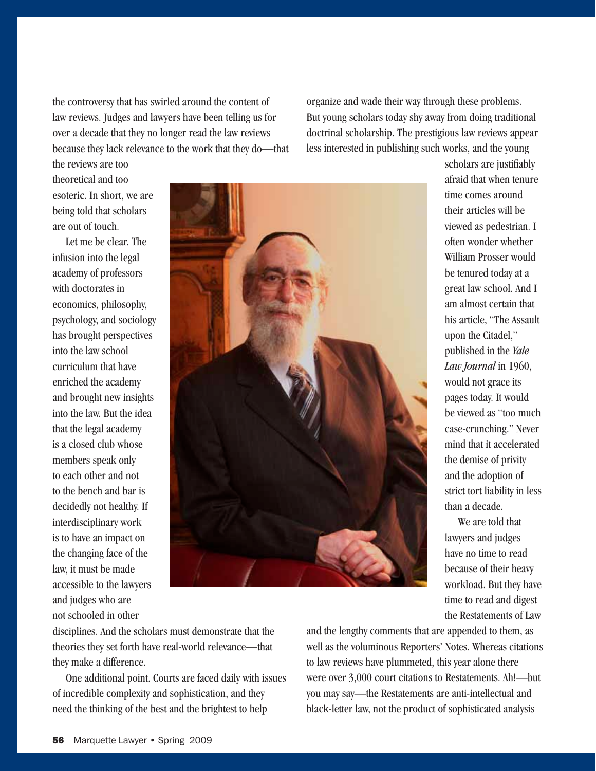the controversy that has swirled around the content of law reviews. Judges and lawyers have been telling us for over a decade that they no longer read the law reviews because they lack relevance to the work that they do—that the reviews are too theoretical and too esoteric. In short, we are being told that scholars are out of touch.

Let me be clear. The infusion into the legal academy of professors with doctorates in economics, philosophy, psychology, and sociology has brought perspectives into the law school curriculum that have enriched the academy and brought new insights into the law. But the idea that the legal academy is a closed club whose members speak only to each other and not to the bench and bar is decidedly not healthy. If interdisciplinary work is to have an impact on the changing face of the law, it must be made accessible to the lawyers and judges who are not schooled in other disciplines. And the scholars must demonstrate that the theories they set forth have real-world relevance—that they make a difference.

One additional point. Courts are faced daily with issues of incredible complexity and sophistication, and they need the thinking of the best and the brightest to help organize and wade their way through these problems. But young scholars today shy away from doing traditional doctrinal scholarship. The prestigious law reviews appear less interested in publishing such works, and the young scholars are justifiably afraid that when tenure time comes around their articles will be viewed as pedestrian. I often wonder whether William Prosser would be tenured today at a great law school. And I am almost certain that his article, "The Assault upon the Citadel," published in the *Yale Law Journal* in 1960, would not grace its pages today. It would be viewed as "too much case-crunching." Never mind that it accelerated the demise of privity and the adoption of strict tort liability in less than a decade.

We are told that lawyers and judges have no time to read because of their heavy workload. But they have time to read and digest the Restatements of Law and the lengthy comments that are appended to them, as well as the voluminous Reporters' Notes. Whereas citations to law reviews have plummeted, this year alone there were over 3,000 court citations to Restatements. Ah!—but you may say—the Restatements are anti-intellectual and black-letter law, not the product of sophisticated analysis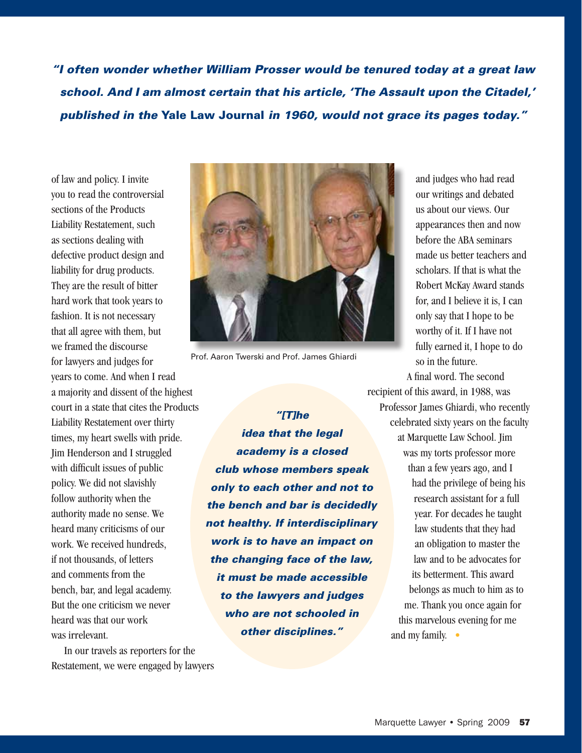*"I often wonder whether William Prosser would be tenured today at a great law school. And I am almost certain that his article, 'The Assault upon the Citadel,' published in the* **Yale Law Journal** *in 1960, would not grace its pages today."*

of law and policy. I invite you to read the controversial sections of the Products Liability Restatement, such as sections dealing with defective product design and liability for drug products. They are the result of bitter hard work that took years to fashion. It is not necessary that all agree with them, but we framed the discourse for lawyers and judges for years to come. And when I read a majority and dissent of the highest court in a state that cites the Products Liability Restatement over thirty times, my heart swells with pride. Jim Henderson and I struggled with difficult issues of public policy. We did not slavishly follow authority when the authority made no sense. We heard many criticisms of our work. We received hundreds, if not thousands, of letters and comments from the bench, bar, and legal academy. But the one criticism we never heard was that our work was irrelevant.

Prof. Aaron Twerski and Prof. James Ghiardi

In our travels as reporters for the Restatement, we were engaged by lawyers and judges who had read our writings and debated us about our views. Our appearances then and now before the ABA seminars made us better teachers and scholars. If that is what the Robert McKay Award stands for, and I believe it is, I can only say that I hope to be worthy of it. If I have not fully earned it, I hope to do so in the future.

*"[T]he idea that the legal academy is a closed club whose members speak only to each other and not to the bench and bar is decidedly not healthy. If interdisciplinary work is to have an impact on the changing face of the law, it must be made accessible to the lawyers and judges who are not schooled in other disciplines."*

A final word. The second recipient of this award, in 1988, was Professor James Ghiardi, who recently celebrated sixty years on the faculty at Marquette Law School. Jim was my torts professor more than a few years ago, and I had the privilege of being his research assistant for a full year. For decades he taught law students that they had an obligation to master the law and to be advocates for its betterment. This award belongs as much to him as to me. Thank you once again for this marvelous evening for me and my family. •